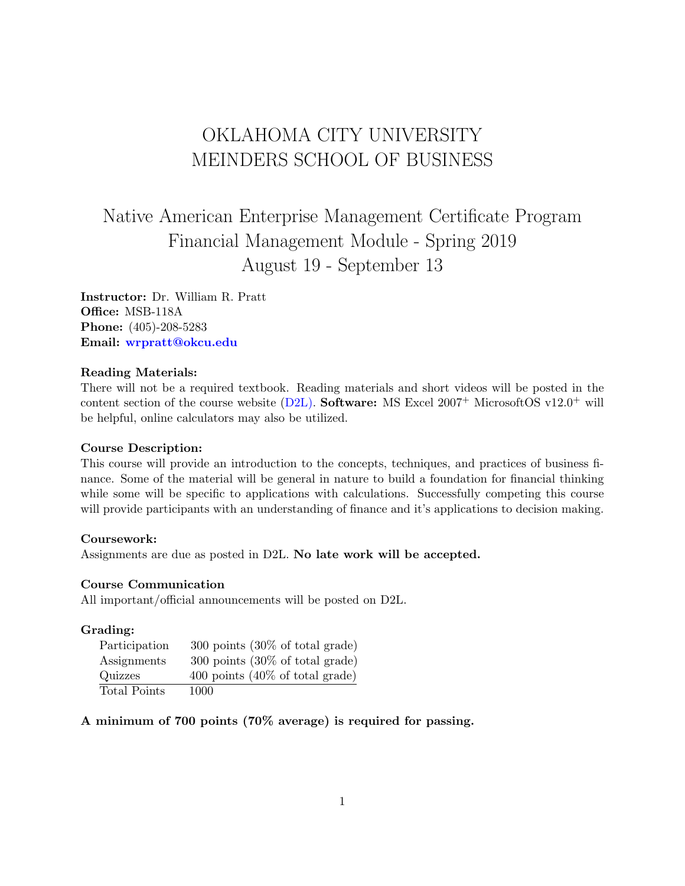# OKLAHOMA CITY UNIVERSITY
# MEINDERS SCHOOL OF BUSINESS

## Native American Enterprise Management Certificate Program
## Financial Management Module - Spring 2019
## August 19 - September 13

**Instructor:** Dr. William R. Pratt
**Office:** MSB-118A
**Phone:** (405)-208-5283
**Email:** **wrpratt@okcu.edu**

**Reading Materials:**
There will not be a required textbook. Reading materials and short videos will be posted in the content section of the course website (D2L). **Software:** MS Excel 2007$^{+}$ MicrosoftOS v12.0$^{+}$ will be helpful, online calculators may also be utilized.

**Course Description:**
This course will provide an introduction to the concepts, techniques, and practices of business finance. Some of the material will be general in nature to build a foundation for financial thinking while some will be specific to applications with calculations. Successfully competing this course will provide participants with an understanding of finance and it's applications to decision making.

**Coursework:**
Assignments are due as posted in D2L. **No late work will be accepted.**

**Course Communication**
All important/official announcements will be posted on D2L.

**Grading:**

| | |
|---|---|
| Participation | 300 points (30% of total grade) |
| Assignments | 300 points (30% of total grade) |
| Quizzes | 400 points (40% of total grade) |
| Total Points | 1000 |

**A minimum of 700 points (70% average) is required for passing.**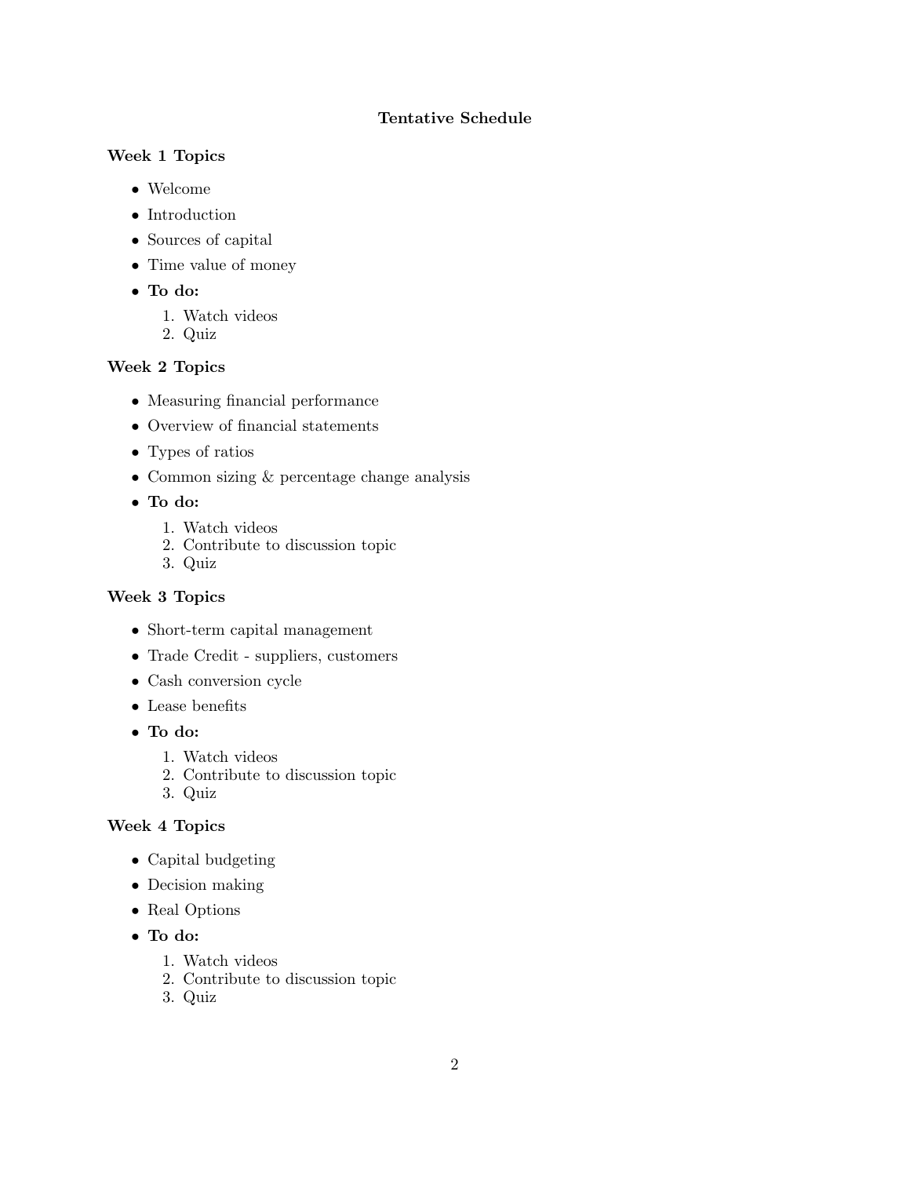## Tentative Schedule

### Week 1 Topics

- Welcome
- Introduction
- Sources of capital
- Time value of money
- **To do:**
  1. Watch videos
  2. Quiz

### Week 2 Topics

- Measuring financial performance
- Overview of financial statements
- Types of ratios
- Common sizing & percentage change analysis
- **To do:**
  1. Watch videos
  2. Contribute to discussion topic
  3. Quiz

### Week 3 Topics

- Short-term capital management
- Trade Credit - suppliers, customers
- Cash conversion cycle
- Lease benefits
- **To do:**
  1. Watch videos
  2. Contribute to discussion topic
  3. Quiz

### Week 4 Topics

- Capital budgeting
- Decision making
- Real Options
- **To do:**
  1. Watch videos
  2. Contribute to discussion topic
  3. Quiz